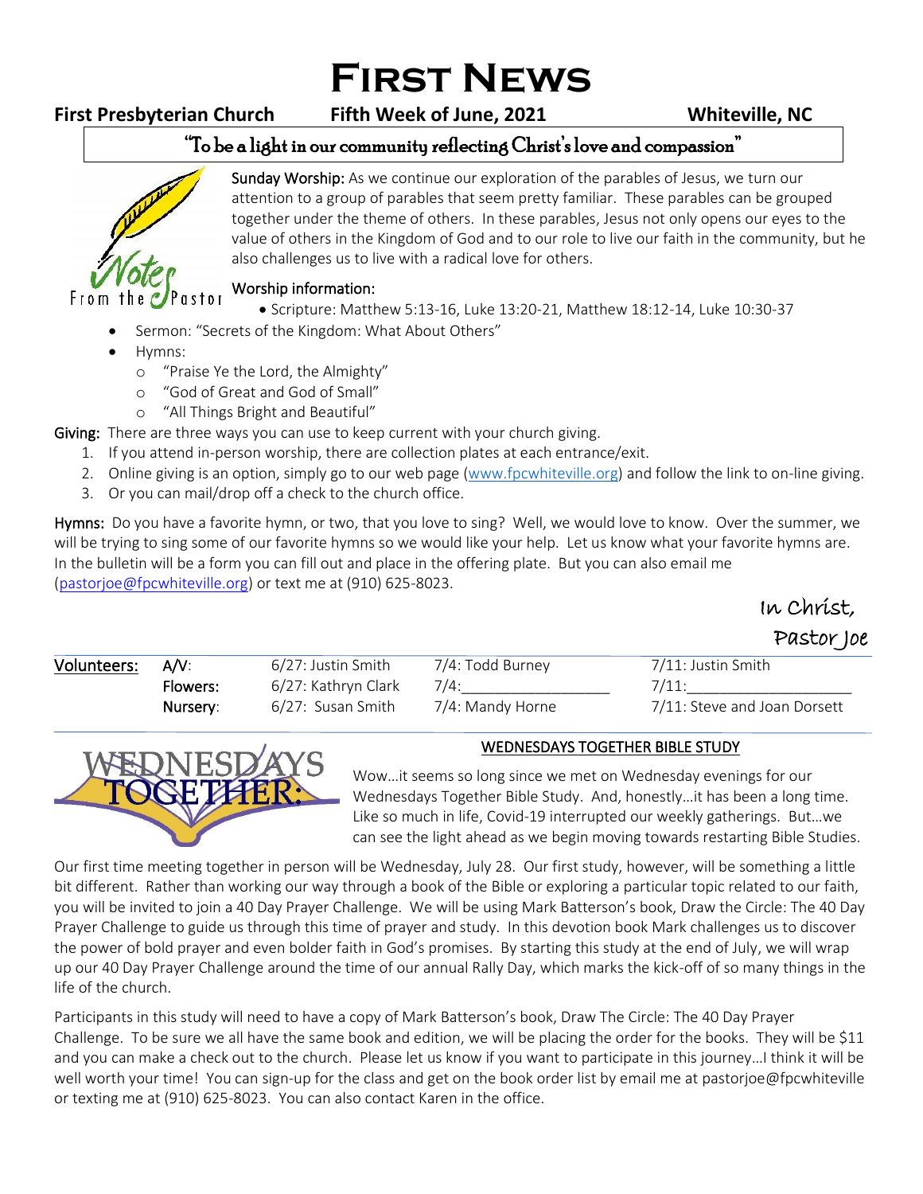# First News

**First Presbyterian Church** **Fifth Week of June, 2021** **Whiteville, NC**

"To be a light in our community reflecting Christ's love and compassion"

Notes From the Pastor

**Sunday Worship:** As we continue our exploration of the parables of Jesus, we turn our attention to a group of parables that seem pretty familiar. These parables can be grouped together under the theme of others. In these parables, Jesus not only opens our eyes to the value of others in the Kingdom of God and to our role to live our faith in the community, but he also challenges us to live with a radical love for others.

**Worship information:**

- Scripture: Matthew 5:13-16, Luke 13:20-21, Matthew 18:12-14, Luke 10:30-37
- Sermon: "Secrets of the Kingdom: What About Others"
- Hymns:
  - "Praise Ye the Lord, the Almighty"
  - "God of Great and God of Small"
  - "All Things Bright and Beautiful"

**Giving:** There are three ways you can use to keep current with your church giving.

1. If you attend in-person worship, there are collection plates at each entrance/exit.
2. Online giving is an option, simply go to our web page (www.fpcwhiteville.org) and follow the link to on-line giving.
3. Or you can mail/drop off a check to the church office.

**Hymns:** Do you have a favorite hymn, or two, that you love to sing? Well, we would love to know. Over the summer, we will be trying to sing some of our favorite hymns so we would like your help. Let us know what your favorite hymns are. In the bulletin will be a form you can fill out and place in the offering plate. But you can also email me (pastorjoe@fpcwhiteville.org) or text me at (910) 625-8023.

In Christ,
Pastor Joe

| **Volunteers:** | | | | |
|---|---|---|---|---|
| | A/V: | 6/27: Justin Smith | 7/4: Todd Burney | 7/11: Justin Smith |
| | Flowers: | 6/27: Kathryn Clark | 7/4:________________ | 7/11:__________________ |
| | Nursery: | 6/27: Susan Smith | 7/4: Mandy Horne | 7/11: Steve and Joan Dorsett |

## WEDNESDAYS TOGETHER BIBLE STUDY

Wow…it seems so long since we met on Wednesday evenings for our Wednesdays Together Bible Study. And, honestly…it has been a long time. Like so much in life, Covid-19 interrupted our weekly gatherings. But…we can see the light ahead as we begin moving towards restarting Bible Studies.

Our first time meeting together in person will be Wednesday, July 28. Our first study, however, will be something a little bit different. Rather than working our way through a book of the Bible or exploring a particular topic related to our faith, you will be invited to join a 40 Day Prayer Challenge. We will be using Mark Batterson's book, Draw the Circle: The 40 Day Prayer Challenge to guide us through this time of prayer and study. In this devotion book Mark challenges us to discover the power of bold prayer and even bolder faith in God's promises. By starting this study at the end of July, we will wrap up our 40 Day Prayer Challenge around the time of our annual Rally Day, which marks the kick-off of so many things in the life of the church.

Participants in this study will need to have a copy of Mark Batterson's book, Draw The Circle: The 40 Day Prayer Challenge. To be sure we all have the same book and edition, we will be placing the order for the books. They will be $11 and you can make a check out to the church. Please let us know if you want to participate in this journey…I think it will be well worth your time! You can sign-up for the class and get on the book order list by email me at pastorjoe@fpcwhiteville or texting me at (910) 625-8023. You can also contact Karen in the office.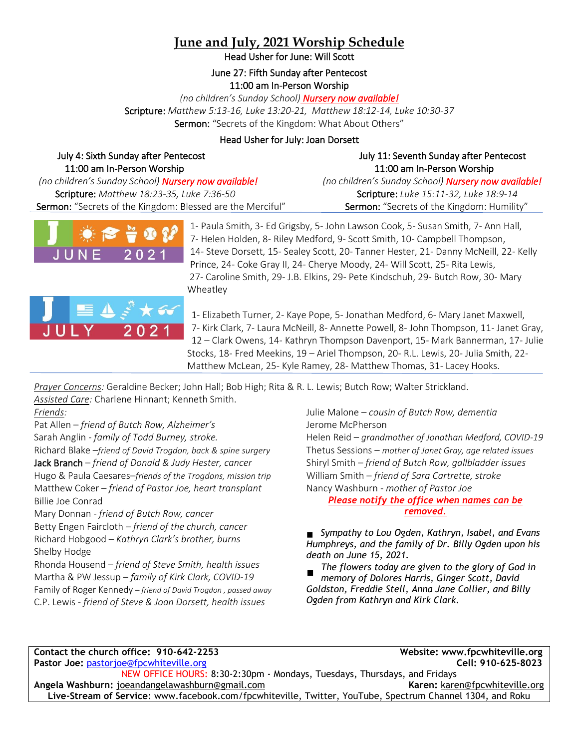# June and July, 2021 Worship Schedule

Head Usher for June: Will Scott

June 27: Fifth Sunday after Pentecost
11:00 am In-Person Worship
*(no children's Sunday School)* ***Nursery now available!***
**Scripture:** *Matthew 5:13-16, Luke 13:20-21, Matthew 18:12-14, Luke 10:30-37*
**Sermon:** "Secrets of the Kingdom: What About Others"

Head Usher for July: Joan Dorsett

July 4: Sixth Sunday after Pentecost
11:00 am In-Person Worship
*(no children's Sunday School)* ***Nursery now available!***
**Scripture:** *Matthew 18:23-35, Luke 7:36-50*
**Sermon:** "Secrets of the Kingdom: Blessed are the Merciful"

July 11: Seventh Sunday after Pentecost
11:00 am In-Person Worship
*(no children's Sunday School)* ***Nursery now available!***
**Scripture:** *Luke 15:11-32, Luke 18:9-14*
**Sermon:** "Secrets of the Kingdom: Humility"

**JUNE 2021**

1- Paula Smith, 3- Ed Grigsby, 5- John Lawson Cook, 5- Susan Smith, 7- Ann Hall, 7- Helen Holden, 8- Riley Medford, 9- Scott Smith, 10- Campbell Thompson, 14- Steve Dorsett, 15- Sealey Scott, 20- Tanner Hester, 21- Danny McNeill, 22- Kelly Prince, 24- Coke Gray II, 24- Cherye Moody, 24- Will Scott, 25- Rita Lewis, 27- Caroline Smith, 29- J.B. Elkins, 29- Pete Kindschuh, 29- Butch Row, 30- Mary Wheatley

**JULY 2021**

1- Elizabeth Turner, 2- Kaye Pope, 5- Jonathan Medford, 6- Mary Janet Maxwell, 7- Kirk Clark, 7- Laura McNeill, 8- Annette Powell, 8- John Thompson, 11- Janet Gray, 12 – Clark Owens, 14- Kathryn Thompson Davenport, 15- Mark Bannerman, 17- Julie Stocks, 18- Fred Meekins, 19 – Ariel Thompson, 20- R.L. Lewis, 20- Julia Smith, 22- Matthew McLean, 25- Kyle Ramey, 28- Matthew Thomas, 31- Lacey Hooks.

*Prayer Concerns:* Geraldine Becker; John Hall; Bob High; Rita & R. L. Lewis; Butch Row; Walter Strickland.

*Assisted Care:* Charlene Hinnant; Kenneth Smith.

*Friends:*

Pat Allen – *friend of Butch Row, Alzheimer's*
Sarah Anglin - *family of Todd Burney, stroke.*
Richard Blake –*friend of David Trogdon, back & spine surgery*
Jack Branch – *friend of Donald & Judy Hester, cancer*
Hugo & Paula Caesares–*friends of the Trogdons, mission trip*
Matthew Coker – *friend of Pastor Joe, heart transplant*
Billie Joe Conrad
Mary Donnan - *friend of Butch Row, cancer*
Betty Engen Faircloth – *friend of the church, cancer*
Richard Hobgood – *Kathryn Clark's brother, burns*
Shelby Hodge
Rhonda Housend – *friend of Steve Smith, health issues*
Martha & PW Jessup – *family of Kirk Clark, COVID-19*
Family of Roger Kennedy – *friend of David Trogdon , passed away*
C.P. Lewis - *friend of Steve & Joan Dorsett, health issues*
Julie Malone – *cousin of Butch Row, dementia*
Jerome McPherson
Helen Reid – *grandmother of Jonathan Medford, COVID-19*
Thetus Sessions – *mother of Janet Gray, age related issues*
Shiryl Smith – *friend of Butch Row, gallbladder issues*
William Smith – *friend of Sara Cartrette, stroke*
Nancy Washburn - *mother of Pastor Joe*

***Please notify the office when names can be removed.***

- *Sympathy to Lou Ogden, Kathryn, Isabel, and Evans Humphreys, and the family of Dr. Billy Ogden upon his death on June 15, 2021.*
- *The flowers today are given to the glory of God in memory of Dolores Harris, Ginger Scott, David Goldston, Freddie Stell, Anna Jane Collier, and Billy Ogden from Kathryn and Kirk Clark.*

**Contact the church office: 910-642-2253** **Website: www.fpcwhiteville.org**
**Pastor Joe:** pastorjoe@fpcwhiteville.org **Cell: 910-625-8023**
NEW OFFICE HOURS: 8:30-2:30pm - Mondays, Tuesdays, Thursdays, and Fridays
**Angela Washburn:** joeandangelawashburn@gmail.com **Karen:** karen@fpcwhiteville.org
**Live-Stream of Service**: www.facebook.com/fpcwhiteville, Twitter, YouTube, Spectrum Channel 1304, and Roku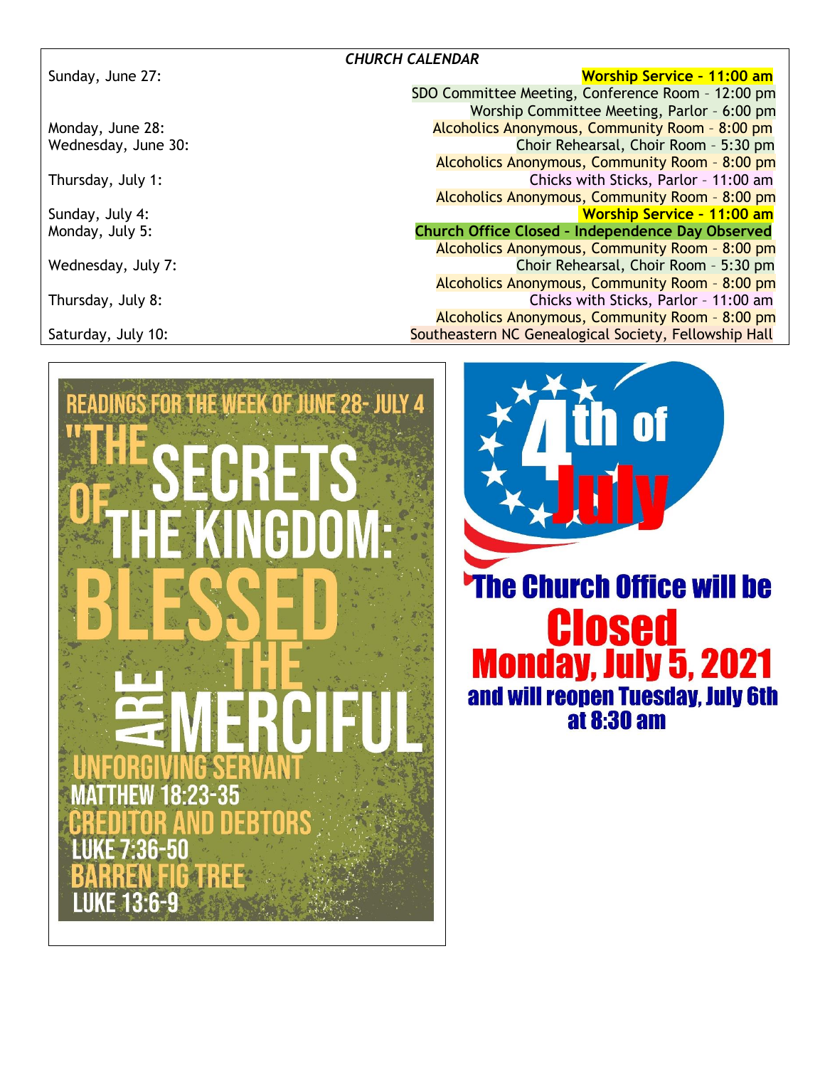*CHURCH CALENDAR*

| | |
|---|---|
| Sunday, June 27: | **Worship Service - 11:00 am** |
| | SDO Committee Meeting, Conference Room – 12:00 pm |
| | Worship Committee Meeting, Parlor – 6:00 pm |
| Monday, June 28: | Alcoholics Anonymous, Community Room – 8:00 pm |
| Wednesday, June 30: | Choir Rehearsal, Choir Room – 5:30 pm |
| | Alcoholics Anonymous, Community Room – 8:00 pm |
| Thursday, July 1: | Chicks with Sticks, Parlor – 11:00 am |
| | Alcoholics Anonymous, Community Room – 8:00 pm |
| Sunday, July 4: | **Worship Service - 11:00 am** |
| Monday, July 5: | **Church Office Closed - Independence Day Observed** |
| | Alcoholics Anonymous, Community Room – 8:00 pm |
| Wednesday, July 7: | Choir Rehearsal, Choir Room – 5:30 pm |
| | Alcoholics Anonymous, Community Room – 8:00 pm |
| Thursday, July 8: | Chicks with Sticks, Parlor – 11:00 am |
| | Alcoholics Anonymous, Community Room – 8:00 pm |
| Saturday, July 10: | Southeastern NC Genealogical Society, Fellowship Hall |

READINGS FOR THE WEEK OF JUNE 28- JULY 4

"THE SECRETS OF THE KINGDOM: BLESSED ARE THE MERCIFUL

UNFORGIVING SERVANT
MATTHEW 18:23-35

CREDITOR AND DEBTORS
LUKE 7:36-50

BARREN FIG TREE
LUKE 13:6-9

4th of July

The Church Office will be

**Closed**

**Monday, July 5, 2021**

and will reopen Tuesday, July 6th at 8:30 am